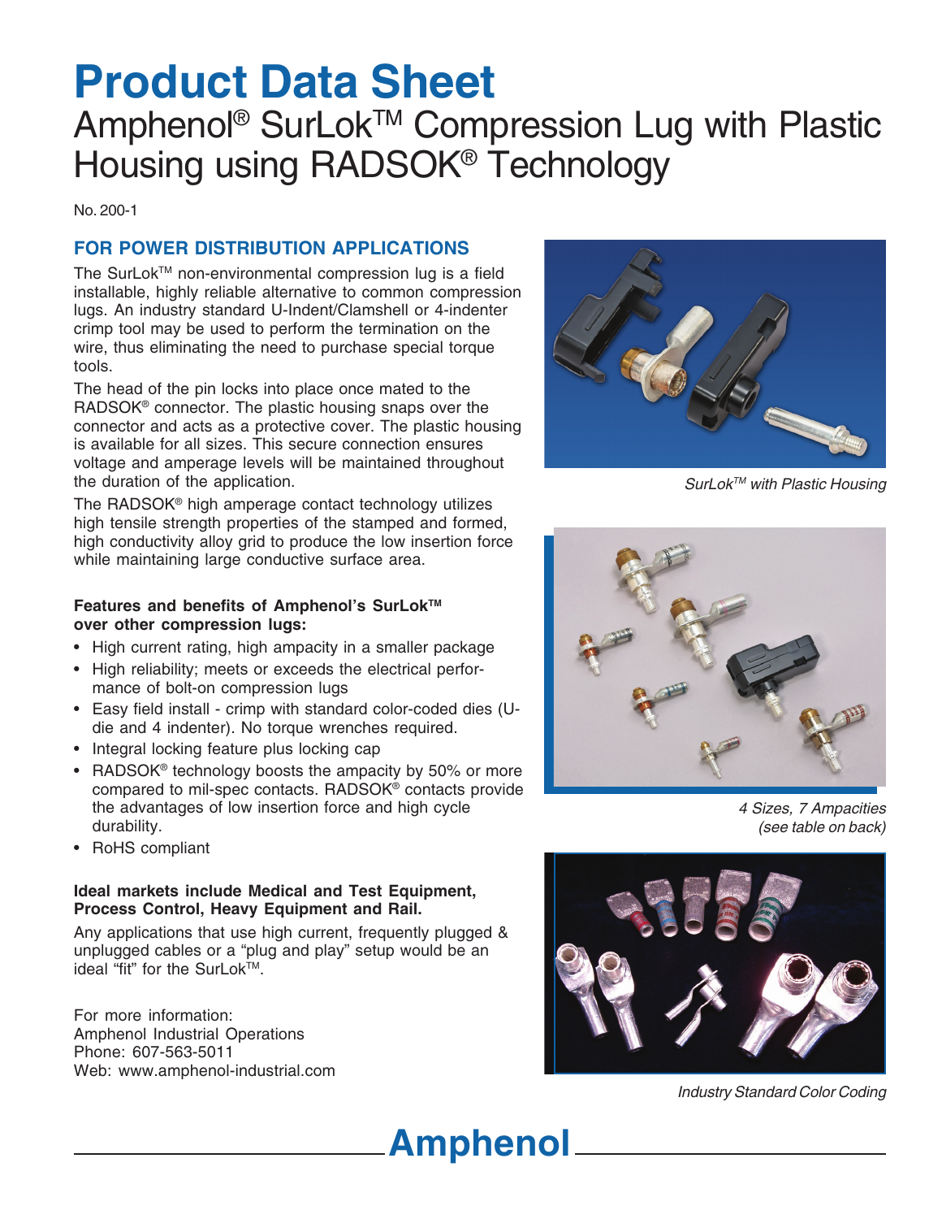# Product Data Sheet

## Amphenol® SurLok™ Compression Lug with Plastic Housing using RADSOK® Technology

No. 200-1

### FOR POWER DISTRIBUTION APPLICATIONS

The SurLok™ non-environmental compression lug is a field installable, highly reliable alternative to common compression lugs. An industry standard U-Indent/Clamshell or 4-indenter crimp tool may be used to perform the termination on the wire, thus eliminating the need to purchase special torque tools.

The head of the pin locks into place once mated to the RADSOK® connector. The plastic housing snaps over the connector and acts as a protective cover. The plastic housing is available for all sizes. This secure connection ensures voltage and amperage levels will be maintained throughout the duration of the application.

The RADSOK® high amperage contact technology utilizes high tensile strength properties of the stamped and formed, high conductivity alloy grid to produce the low insertion force while maintaining large conductive surface area.

**Features and benefits of Amphenol's SurLok™ over other compression lugs:**

- High current rating, high ampacity in a smaller package
- High reliability; meets or exceeds the electrical performance of bolt-on compression lugs
- Easy field install - crimp with standard color-coded dies (U-die and 4 indenter). No torque wrenches required.
- Integral locking feature plus locking cap
- RADSOK® technology boosts the ampacity by 50% or more compared to mil-spec contacts. RADSOK® contacts provide the advantages of low insertion force and high cycle durability.
- RoHS compliant

**Ideal markets include Medical and Test Equipment, Process Control, Heavy Equipment and Rail.**

Any applications that use high current, frequently plugged & unplugged cables or a "plug and play" setup would be an ideal "fit" for the SurLok™.

For more information:
Amphenol Industrial Operations
Phone: 607-563-5011
Web: www.amphenol-industrial.com

*SurLok™ with Plastic Housing*

*4 Sizes, 7 Ampacities (see table on back)*

*Industry Standard Color Coding*

**Amphenol**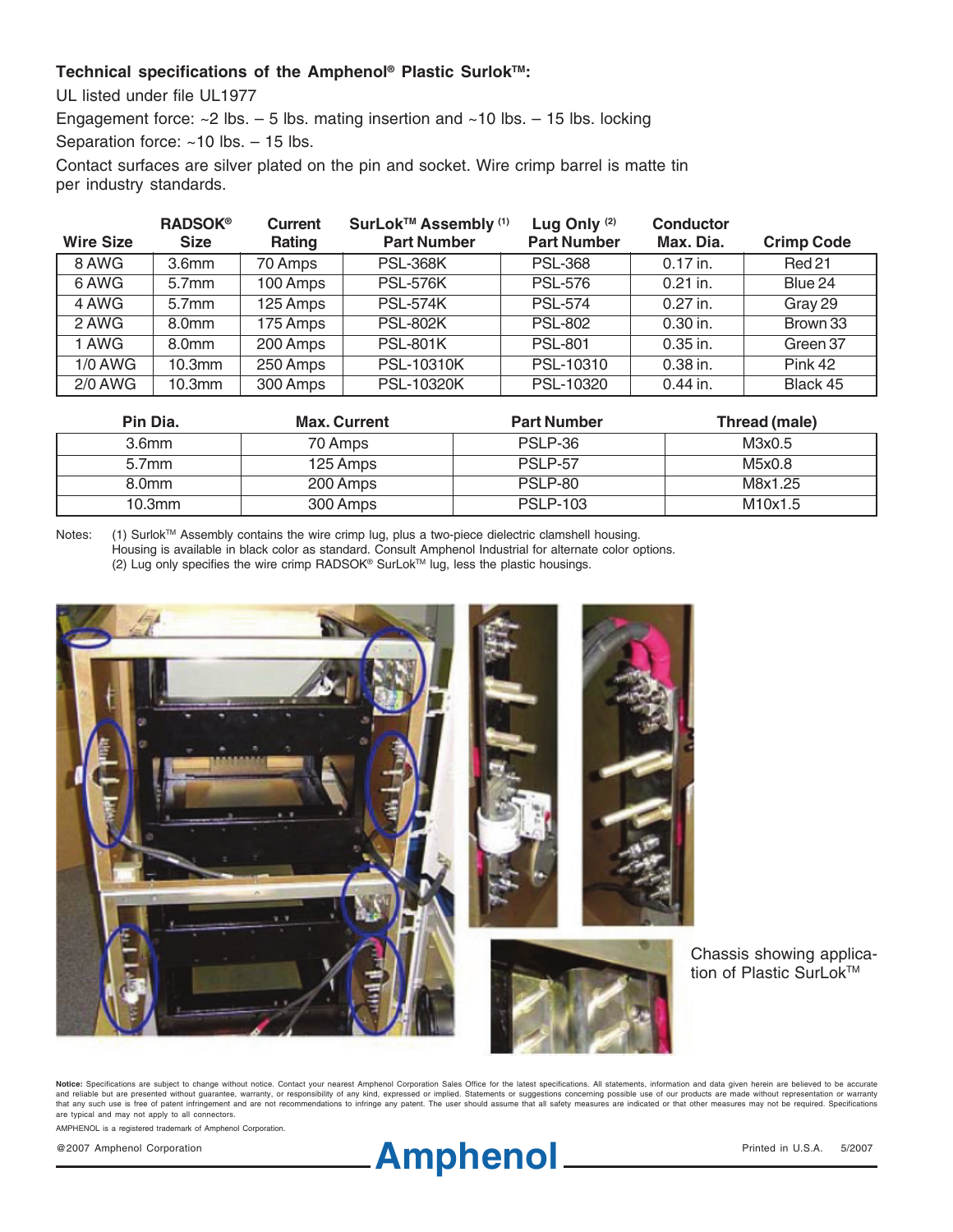**Technical specifications of the Amphenol® Plastic Surlok™:**

UL listed under file UL1977

Engagement force: ~2 lbs. – 5 lbs. mating insertion and ~10 lbs. – 15 lbs. locking

Separation force: ~10 lbs. – 15 lbs.

Contact surfaces are silver plated on the pin and socket. Wire crimp barrel is matte tin per industry standards.

| Wire Size | RADSOK® Size | Current Rating | SurLok™ Assembly (1) Part Number | Lug Only (2) Part Number | Conductor Max. Dia. | Crimp Code |
|---|---|---|---|---|---|---|
| 8 AWG | 3.6mm | 70 Amps | PSL-368K | PSL-368 | 0.17 in. | Red 21 |
| 6 AWG | 5.7mm | 100 Amps | PSL-576K | PSL-576 | 0.21 in. | Blue 24 |
| 4 AWG | 5.7mm | 125 Amps | PSL-574K | PSL-574 | 0.27 in. | Gray 29 |
| 2 AWG | 8.0mm | 175 Amps | PSL-802K | PSL-802 | 0.30 in. | Brown 33 |
| 1 AWG | 8.0mm | 200 Amps | PSL-801K | PSL-801 | 0.35 in. | Green 37 |
| 1/0 AWG | 10.3mm | 250 Amps | PSL-10310K | PSL-10310 | 0.38 in. | Pink 42 |
| 2/0 AWG | 10.3mm | 300 Amps | PSL-10320K | PSL-10320 | 0.44 in. | Black 45 |

| Pin Dia. | Max. Current | Part Number | Thread (male) |
|---|---|---|---|
| 3.6mm | 70 Amps | PSLP-36 | M3x0.5 |
| 5.7mm | 125 Amps | PSLP-57 | M5x0.8 |
| 8.0mm | 200 Amps | PSLP-80 | M8x1.25 |
| 10.3mm | 300 Amps | PSLP-103 | M10x1.5 |

Notes: (1) Surlok™ Assembly contains the wire crimp lug, plus a two-piece dielectric clamshell housing. Housing is available in black color as standard. Consult Amphenol Industrial for alternate color options.
(2) Lug only specifies the wire crimp RADSOK® SurLok™ lug, less the plastic housings.

Chassis showing application of Plastic SurLok™

**Notice:** Specifications are subject to change without notice. Contact your nearest Amphenol Corporation Sales Office for the latest specifications. All statements, information and data given herein are believed to be accurate and reliable but are presented without guarantee, warranty, or responsibility of any kind, expressed or implied. Statements or suggestions concerning possible use of our products are made without representation or warranty that any such use is free of patent infringement and are not recommendations to infringe any patent. The user should assume that all safety measures are indicated or that other measures may not be required. Specifications are typical and may not apply to all connectors.

AMPHENOL is a registered trademark of Amphenol Corporation.

@2007 Amphenol Corporation

**Amphenol**

Printed in U.S.A. 5/2007